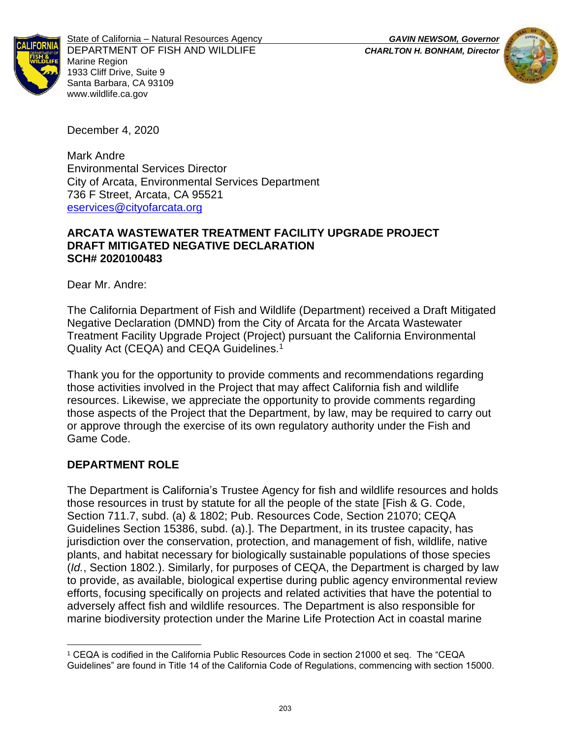State of California – Natural Resources Agency
DEPARTMENT OF FISH AND WILDLIFE
Marine Region
1933 Cliff Drive, Suite 9
Santa Barbara, CA 93109
www.wildlife.ca.gov

***GAVIN NEWSOM, Governor***
***CHARLTON H. BONHAM, Director***

December 4, 2020

Mark Andre
Environmental Services Director
City of Arcata, Environmental Services Department
736 F Street, Arcata, CA 95521
eservices@cityofarcata.org

**ARCATA WASTEWATER TREATMENT FACILITY UPGRADE PROJECT**
**DRAFT MITIGATED NEGATIVE DECLARATION**
**SCH# 2020100483**

Dear Mr. Andre:

The California Department of Fish and Wildlife (Department) received a Draft Mitigated Negative Declaration (DMND) from the City of Arcata for the Arcata Wastewater Treatment Facility Upgrade Project (Project) pursuant the California Environmental Quality Act (CEQA) and CEQA Guidelines.[1]

Thank you for the opportunity to provide comments and recommendations regarding those activities involved in the Project that may affect California fish and wildlife resources. Likewise, we appreciate the opportunity to provide comments regarding those aspects of the Project that the Department, by law, may be required to carry out or approve through the exercise of its own regulatory authority under the Fish and Game Code.

## DEPARTMENT ROLE

The Department is California's Trustee Agency for fish and wildlife resources and holds those resources in trust by statute for all the people of the state [Fish & G. Code, Section 711.7, subd. (a) & 1802; Pub. Resources Code, Section 21070; CEQA Guidelines Section 15386, subd. (a).]. The Department, in its trustee capacity, has jurisdiction over the conservation, protection, and management of fish, wildlife, native plants, and habitat necessary for biologically sustainable populations of those species (*Id.*, Section 1802.). Similarly, for purposes of CEQA, the Department is charged by law to provide, as available, biological expertise during public agency environmental review efforts, focusing specifically on projects and related activities that have the potential to adversely affect fish and wildlife resources. The Department is also responsible for marine biodiversity protection under the Marine Life Protection Act in coastal marine

[1] CEQA is codified in the California Public Resources Code in section 21000 et seq. The "CEQA Guidelines" are found in Title 14 of the California Code of Regulations, commencing with section 15000.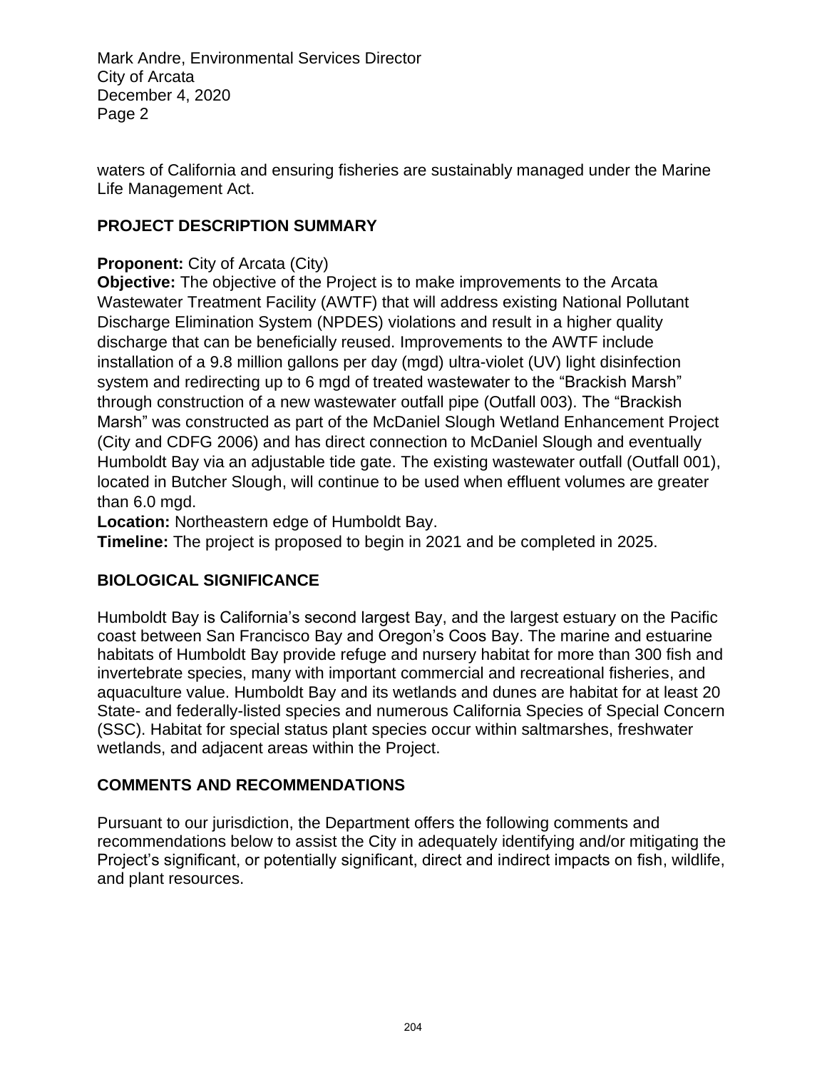waters of California and ensuring fisheries are sustainably managed under the Marine Life Management Act.

## PROJECT DESCRIPTION SUMMARY

**Proponent:** City of Arcata (City)

**Objective:** The objective of the Project is to make improvements to the Arcata Wastewater Treatment Facility (AWTF) that will address existing National Pollutant Discharge Elimination System (NPDES) violations and result in a higher quality discharge that can be beneficially reused. Improvements to the AWTF include installation of a 9.8 million gallons per day (mgd) ultra-violet (UV) light disinfection system and redirecting up to 6 mgd of treated wastewater to the "Brackish Marsh" through construction of a new wastewater outfall pipe (Outfall 003). The "Brackish Marsh" was constructed as part of the McDaniel Slough Wetland Enhancement Project (City and CDFG 2006) and has direct connection to McDaniel Slough and eventually Humboldt Bay via an adjustable tide gate. The existing wastewater outfall (Outfall 001), located in Butcher Slough, will continue to be used when effluent volumes are greater than 6.0 mgd.

**Location:** Northeastern edge of Humboldt Bay.

**Timeline:** The project is proposed to begin in 2021 and be completed in 2025.

## BIOLOGICAL SIGNIFICANCE

Humboldt Bay is California's second largest Bay, and the largest estuary on the Pacific coast between San Francisco Bay and Oregon's Coos Bay. The marine and estuarine habitats of Humboldt Bay provide refuge and nursery habitat for more than 300 fish and invertebrate species, many with important commercial and recreational fisheries, and aquaculture value. Humboldt Bay and its wetlands and dunes are habitat for at least 20 State- and federally-listed species and numerous California Species of Special Concern (SSC). Habitat for special status plant species occur within saltmarshes, freshwater wetlands, and adjacent areas within the Project.

## COMMENTS AND RECOMMENDATIONS

Pursuant to our jurisdiction, the Department offers the following comments and recommendations below to assist the City in adequately identifying and/or mitigating the Project's significant, or potentially significant, direct and indirect impacts on fish, wildlife, and plant resources.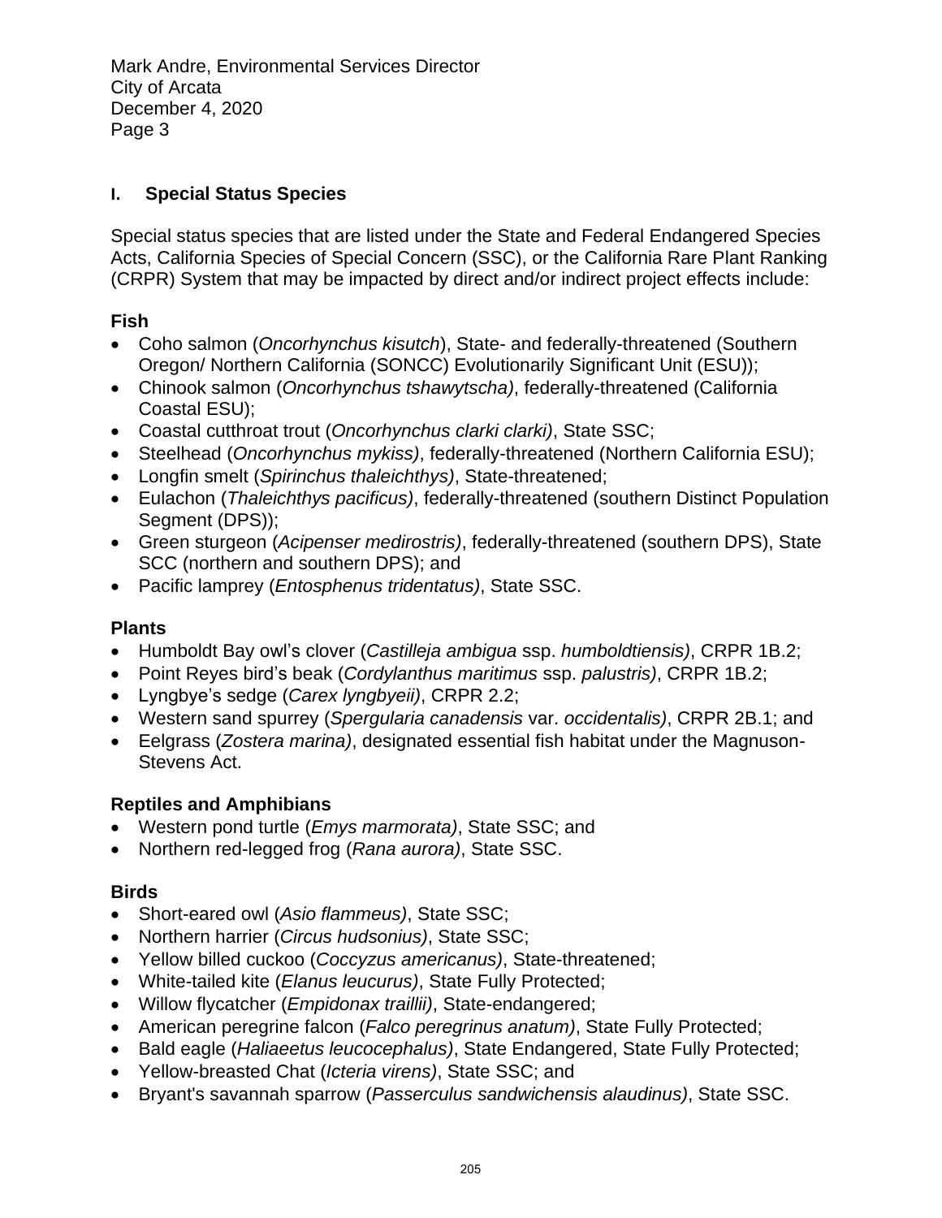Mark Andre, Environmental Services Director
City of Arcata
December 4, 2020
Page 3

## I. Special Status Species

Special status species that are listed under the State and Federal Endangered Species Acts, California Species of Special Concern (SSC), or the California Rare Plant Ranking (CRPR) System that may be impacted by direct and/or indirect project effects include:

### Fish

- Coho salmon (*Oncorhynchus kisutch*), State- and federally-threatened (Southern Oregon/ Northern California (SONCC) Evolutionarily Significant Unit (ESU));
- Chinook salmon (*Oncorhynchus tshawytscha)*, federally-threatened (California Coastal ESU);
- Coastal cutthroat trout (*Oncorhynchus clarki clarki)*, State SSC;
- Steelhead (*Oncorhynchus mykiss)*, federally-threatened (Northern California ESU);
- Longfin smelt (*Spirinchus thaleichthys)*, State-threatened;
- Eulachon (*Thaleichthys pacificus)*, federally-threatened (southern Distinct Population Segment (DPS));
- Green sturgeon (*Acipenser medirostris)*, federally-threatened (southern DPS), State SCC (northern and southern DPS); and
- Pacific lamprey (*Entosphenus tridentatus)*, State SSC.

### Plants

- Humboldt Bay owl's clover (*Castilleja ambigua* ssp. *humboldtiensis)*, CRPR 1B.2;
- Point Reyes bird's beak (*Cordylanthus maritimus* ssp. *palustris)*, CRPR 1B.2;
- Lyngbye's sedge (*Carex lyngbyeii)*, CRPR 2.2;
- Western sand spurrey (*Spergularia canadensis* var. *occidentalis)*, CRPR 2B.1; and
- Eelgrass (*Zostera marina)*, designated essential fish habitat under the Magnuson-Stevens Act.

### Reptiles and Amphibians

- Western pond turtle (*Emys marmorata)*, State SSC; and
- Northern red-legged frog (*Rana aurora)*, State SSC.

### Birds

- Short-eared owl (*Asio flammeus)*, State SSC;
- Northern harrier (*Circus hudsonius)*, State SSC;
- Yellow billed cuckoo (*Coccyzus americanus)*, State-threatened;
- White-tailed kite (*Elanus leucurus)*, State Fully Protected;
- Willow flycatcher (*Empidonax traillii)*, State-endangered;
- American peregrine falcon (*Falco peregrinus anatum)*, State Fully Protected;
- Bald eagle (*Haliaeetus leucocephalus)*, State Endangered, State Fully Protected;
- Yellow-breasted Chat (*Icteria virens)*, State SSC; and
- Bryant's savannah sparrow (*Passerculus sandwichensis alaudinus)*, State SSC.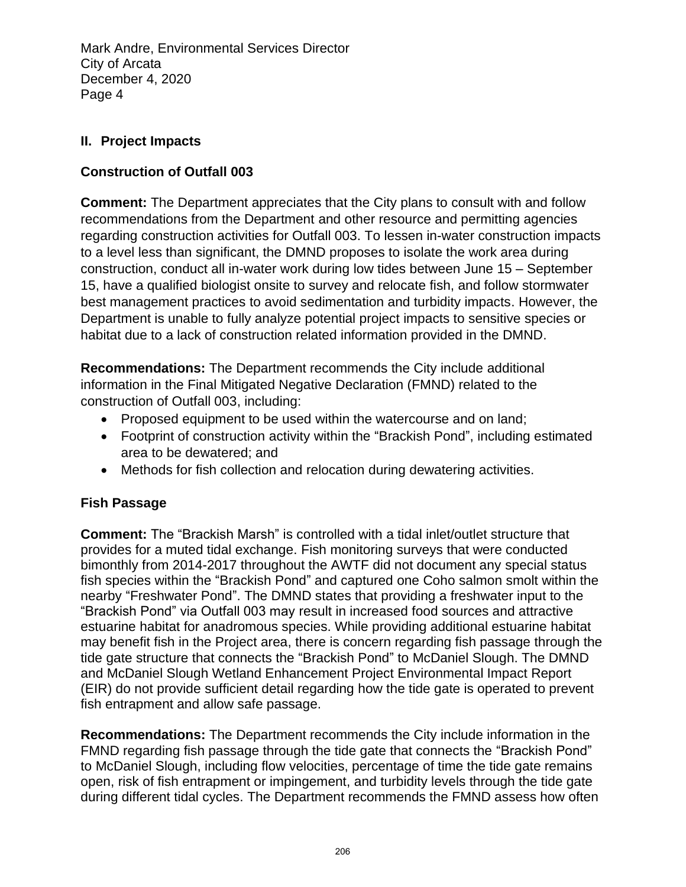## II. Project Impacts

### Construction of Outfall 003

**Comment:** The Department appreciates that the City plans to consult with and follow recommendations from the Department and other resource and permitting agencies regarding construction activities for Outfall 003. To lessen in-water construction impacts to a level less than significant, the DMND proposes to isolate the work area during construction, conduct all in-water work during low tides between June 15 – September 15, have a qualified biologist onsite to survey and relocate fish, and follow stormwater best management practices to avoid sedimentation and turbidity impacts. However, the Department is unable to fully analyze potential project impacts to sensitive species or habitat due to a lack of construction related information provided in the DMND.

**Recommendations:** The Department recommends the City include additional information in the Final Mitigated Negative Declaration (FMND) related to the construction of Outfall 003, including:

- Proposed equipment to be used within the watercourse and on land;
- Footprint of construction activity within the "Brackish Pond", including estimated area to be dewatered; and
- Methods for fish collection and relocation during dewatering activities.

### Fish Passage

**Comment:** The "Brackish Marsh" is controlled with a tidal inlet/outlet structure that provides for a muted tidal exchange. Fish monitoring surveys that were conducted bimonthly from 2014-2017 throughout the AWTF did not document any special status fish species within the "Brackish Pond" and captured one Coho salmon smolt within the nearby "Freshwater Pond". The DMND states that providing a freshwater input to the "Brackish Pond" via Outfall 003 may result in increased food sources and attractive estuarine habitat for anadromous species. While providing additional estuarine habitat may benefit fish in the Project area, there is concern regarding fish passage through the tide gate structure that connects the "Brackish Pond" to McDaniel Slough. The DMND and McDaniel Slough Wetland Enhancement Project Environmental Impact Report (EIR) do not provide sufficient detail regarding how the tide gate is operated to prevent fish entrapment and allow safe passage.

**Recommendations:** The Department recommends the City include information in the FMND regarding fish passage through the tide gate that connects the "Brackish Pond" to McDaniel Slough, including flow velocities, percentage of time the tide gate remains open, risk of fish entrapment or impingement, and turbidity levels through the tide gate during different tidal cycles. The Department recommends the FMND assess how often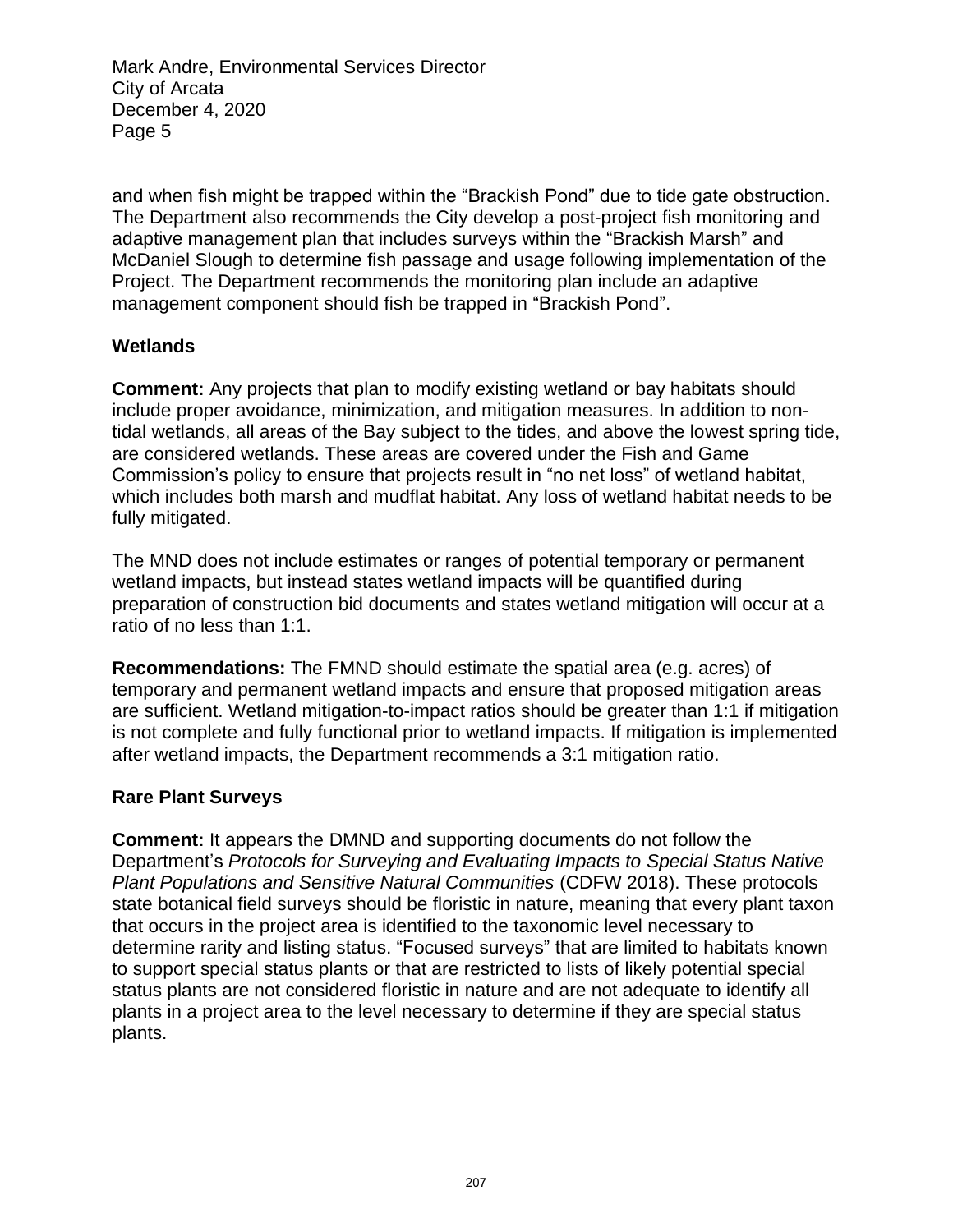and when fish might be trapped within the "Brackish Pond" due to tide gate obstruction. The Department also recommends the City develop a post-project fish monitoring and adaptive management plan that includes surveys within the "Brackish Marsh" and McDaniel Slough to determine fish passage and usage following implementation of the Project. The Department recommends the monitoring plan include an adaptive management component should fish be trapped in "Brackish Pond".

## Wetlands

**Comment:** Any projects that plan to modify existing wetland or bay habitats should include proper avoidance, minimization, and mitigation measures. In addition to non-tidal wetlands, all areas of the Bay subject to the tides, and above the lowest spring tide, are considered wetlands. These areas are covered under the Fish and Game Commission's policy to ensure that projects result in "no net loss" of wetland habitat, which includes both marsh and mudflat habitat. Any loss of wetland habitat needs to be fully mitigated.

The MND does not include estimates or ranges of potential temporary or permanent wetland impacts, but instead states wetland impacts will be quantified during preparation of construction bid documents and states wetland mitigation will occur at a ratio of no less than 1:1.

**Recommendations:** The FMND should estimate the spatial area (e.g. acres) of temporary and permanent wetland impacts and ensure that proposed mitigation areas are sufficient. Wetland mitigation-to-impact ratios should be greater than 1:1 if mitigation is not complete and fully functional prior to wetland impacts. If mitigation is implemented after wetland impacts, the Department recommends a 3:1 mitigation ratio.

## Rare Plant Surveys

**Comment:** It appears the DMND and supporting documents do not follow the Department's *Protocols for Surveying and Evaluating Impacts to Special Status Native Plant Populations and Sensitive Natural Communities* (CDFW 2018). These protocols state botanical field surveys should be floristic in nature, meaning that every plant taxon that occurs in the project area is identified to the taxonomic level necessary to determine rarity and listing status. "Focused surveys" that are limited to habitats known to support special status plants or that are restricted to lists of likely potential special status plants are not considered floristic in nature and are not adequate to identify all plants in a project area to the level necessary to determine if they are special status plants.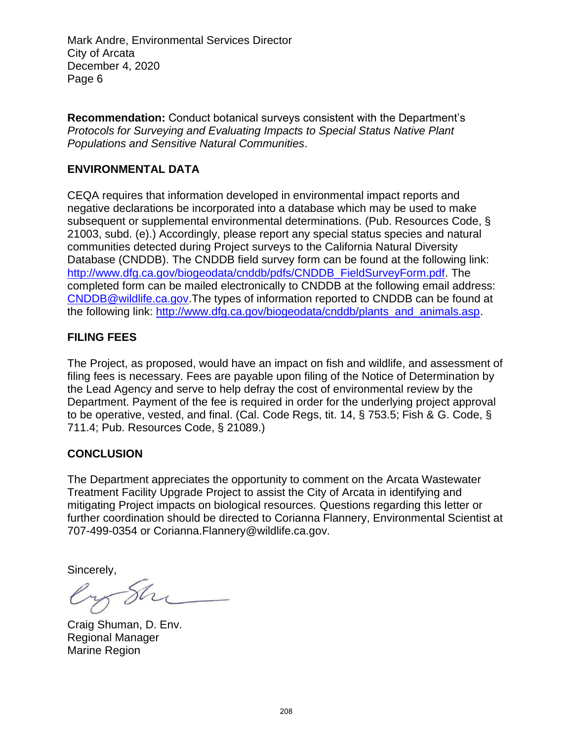Mark Andre, Environmental Services Director
City of Arcata
December 4, 2020
Page 6

**Recommendation:** Conduct botanical surveys consistent with the Department's *Protocols for Surveying and Evaluating Impacts to Special Status Native Plant Populations and Sensitive Natural Communities*.

## ENVIRONMENTAL DATA

CEQA requires that information developed in environmental impact reports and negative declarations be incorporated into a database which may be used to make subsequent or supplemental environmental determinations. (Pub. Resources Code, § 21003, subd. (e).) Accordingly, please report any special status species and natural communities detected during Project surveys to the California Natural Diversity Database (CNDDB). The CNDDB field survey form can be found at the following link: http://www.dfg.ca.gov/biogeodata/cnddb/pdfs/CNDDB_FieldSurveyForm.pdf. The completed form can be mailed electronically to CNDDB at the following email address: CNDDB@wildlife.ca.gov.The types of information reported to CNDDB can be found at the following link: http://www.dfg.ca.gov/biogeodata/cnddb/plants_and_animals.asp.

## FILING FEES

The Project, as proposed, would have an impact on fish and wildlife, and assessment of filing fees is necessary. Fees are payable upon filing of the Notice of Determination by the Lead Agency and serve to help defray the cost of environmental review by the Department. Payment of the fee is required in order for the underlying project approval to be operative, vested, and final. (Cal. Code Regs, tit. 14, § 753.5; Fish & G. Code, § 711.4; Pub. Resources Code, § 21089.)

## CONCLUSION

The Department appreciates the opportunity to comment on the Arcata Wastewater Treatment Facility Upgrade Project to assist the City of Arcata in identifying and mitigating Project impacts on biological resources. Questions regarding this letter or further coordination should be directed to Corianna Flannery, Environmental Scientist at 707-499-0354 or Corianna.Flannery@wildlife.ca.gov.

Sincerely,

Craig Shuman, D. Env.
Regional Manager
Marine Region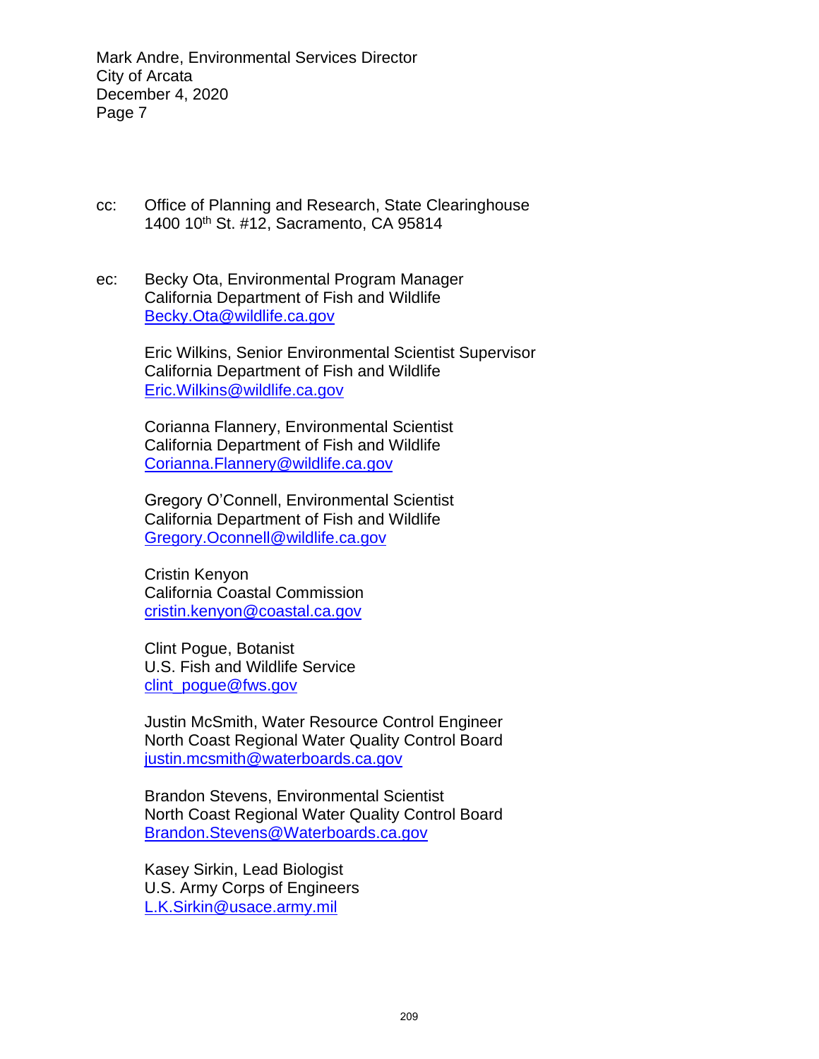cc: Office of Planning and Research, State Clearinghouse
1400 10th St. #12, Sacramento, CA 95814

ec: Becky Ota, Environmental Program Manager
California Department of Fish and Wildlife
Becky.Ota@wildlife.ca.gov

Eric Wilkins, Senior Environmental Scientist Supervisor
California Department of Fish and Wildlife
Eric.Wilkins@wildlife.ca.gov

Corianna Flannery, Environmental Scientist
California Department of Fish and Wildlife
Corianna.Flannery@wildlife.ca.gov

Gregory O'Connell, Environmental Scientist
California Department of Fish and Wildlife
Gregory.Oconnell@wildlife.ca.gov

Cristin Kenyon
California Coastal Commission
cristin.kenyon@coastal.ca.gov

Clint Pogue, Botanist
U.S. Fish and Wildlife Service
clint_pogue@fws.gov

Justin McSmith, Water Resource Control Engineer
North Coast Regional Water Quality Control Board
justin.mcsmith@waterboards.ca.gov

Brandon Stevens, Environmental Scientist
North Coast Regional Water Quality Control Board
Brandon.Stevens@Waterboards.ca.gov

Kasey Sirkin, Lead Biologist
U.S. Army Corps of Engineers
L.K.Sirkin@usace.army.mil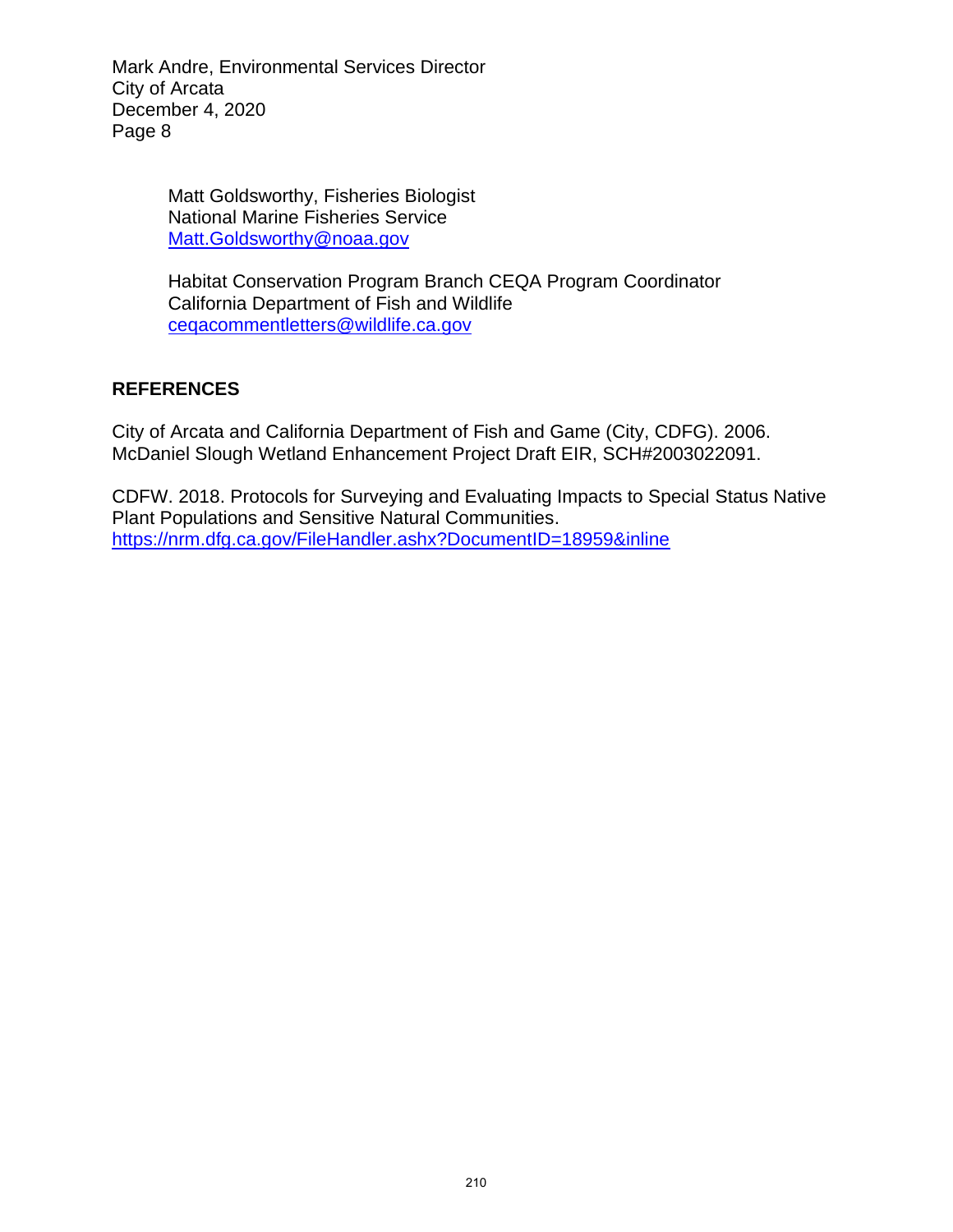Matt Goldsworthy, Fisheries Biologist
National Marine Fisheries Service
Matt.Goldsworthy@noaa.gov

Habitat Conservation Program Branch CEQA Program Coordinator
California Department of Fish and Wildlife
ceqacommentletters@wildlife.ca.gov

## REFERENCES

City of Arcata and California Department of Fish and Game (City, CDFG). 2006. McDaniel Slough Wetland Enhancement Project Draft EIR, SCH#2003022091.

CDFW. 2018. Protocols for Surveying and Evaluating Impacts to Special Status Native Plant Populations and Sensitive Natural Communities. https://nrm.dfg.ca.gov/FileHandler.ashx?DocumentID=18959&inline